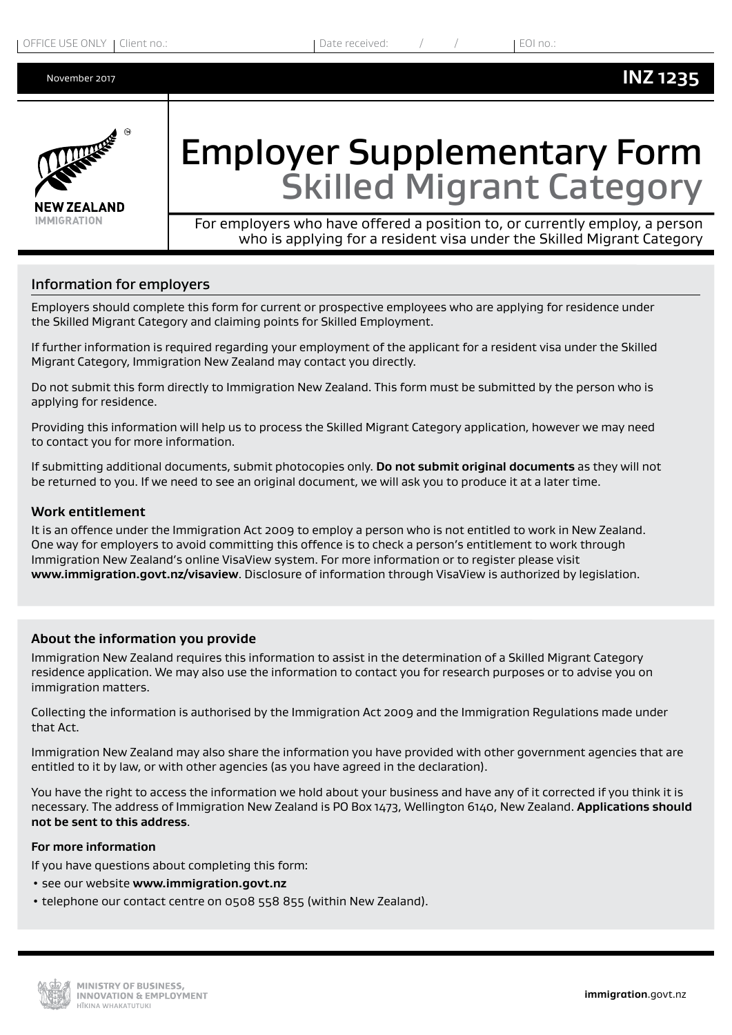OFFICE USE ONLY | Client no.: | Date received: / / | EOI no.:

November 2017 **INZ 1235**

# Employer Supplementary Form
## Skilled Migrant Category

For employers who have offered a position to, or currently employ, a person who is applying for a resident visa under the Skilled Migrant Category

### Information for employers

Employers should complete this form for current or prospective employees who are applying for residence under the Skilled Migrant Category and claiming points for Skilled Employment.

If further information is required regarding your employment of the applicant for a resident visa under the Skilled Migrant Category, Immigration New Zealand may contact you directly.

Do not submit this form directly to Immigration New Zealand. This form must be submitted by the person who is applying for residence.

Providing this information will help us to process the Skilled Migrant Category application, however we may need to contact you for more information.

If submitting additional documents, submit photocopies only. **Do not submit original documents** as they will not be returned to you. If we need to see an original document, we will ask you to produce it at a later time.

#### Work entitlement

It is an offence under the Immigration Act 2009 to employ a person who is not entitled to work in New Zealand. One way for employers to avoid committing this offence is to check a person's entitlement to work through Immigration New Zealand's online VisaView system. For more information or to register please visit **www.immigration.govt.nz/visaview**. Disclosure of information through VisaView is authorized by legislation.

#### About the information you provide

Immigration New Zealand requires this information to assist in the determination of a Skilled Migrant Category residence application. We may also use the information to contact you for research purposes or to advise you on immigration matters.

Collecting the information is authorised by the Immigration Act 2009 and the Immigration Regulations made under that Act.

Immigration New Zealand may also share the information you have provided with other government agencies that are entitled to it by law, or with other agencies (as you have agreed in the declaration).

You have the right to access the information we hold about your business and have any of it corrected if you think it is necessary. The address of Immigration New Zealand is PO Box 1473, Wellington 6140, New Zealand. **Applications should not be sent to this address**.

**For more information**

If you have questions about completing this form:

- see our website **www.immigration.govt.nz**
- telephone our contact centre on 0508 558 855 (within New Zealand).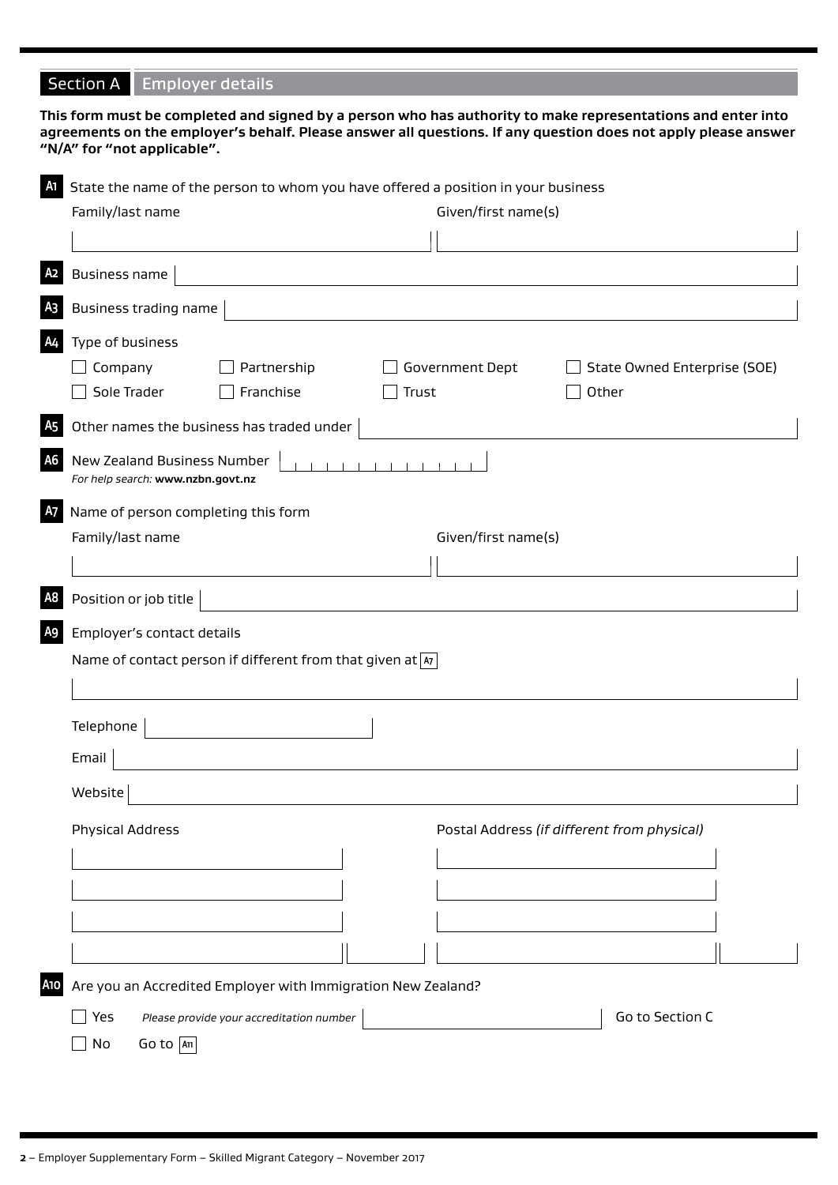## Section A Employer details

**This form must be completed and signed by a person who has authority to make representations and enter into agreements on the employer's behalf. Please answer all questions. If any question does not apply please answer "N/A" for "not applicable".**

**A1** State the name of the person to whom you have offered a position in your business

Family/last name

Given/first name(s)

**A2** Business name

**A3** Business trading name

**A4** Type of business

- ☐ Company
- ☐ Partnership
- ☐ Government Dept
- ☐ State Owned Enterprise (SOE)
- ☐ Sole Trader
- ☐ Franchise
- ☐ Trust
- ☐ Other

**A5** Other names the business has traded under

**A6** New Zealand Business Number

*For help search:* **www.nzbn.govt.nz**

**A7** Name of person completing this form

Family/last name

Given/first name(s)

**A8** Position or job title

**A9** Employer's contact details

Name of contact person if different from that given at **A7**

Telephone

Email

Website

Physical Address

Postal Address *(if different from physical)*

**A10** Are you an Accredited Employer with Immigration New Zealand?

- ☐ Yes *Please provide your accreditation number* Go to Section C
- ☐ No Go to **A11**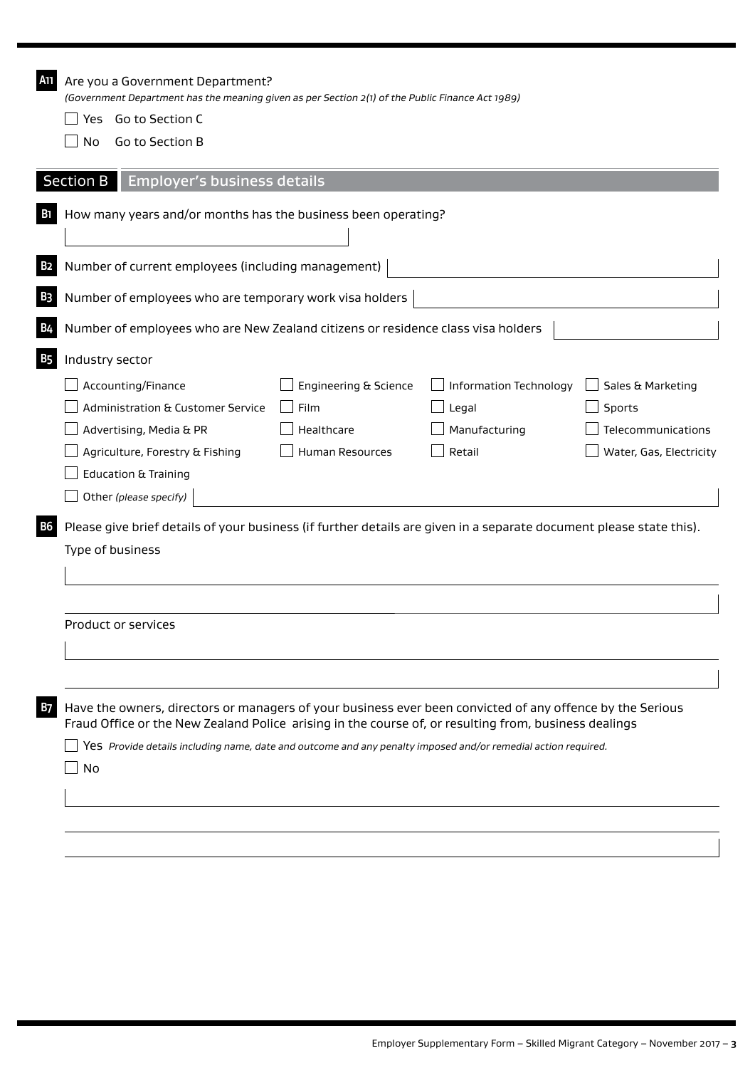**A11** Are you a Government Department?

*(Government Department has the meaning given as per Section 2(1) of the Public Finance Act 1989)*

- [ ] Yes Go to Section C
- [ ] No Go to Section B

## Section B Employer's business details

**B1** How many years and/or months has the business been operating?

**B2** Number of current employees (including management)

**B3** Number of employees who are temporary work visa holders

**B4** Number of employees who are New Zealand citizens or residence class visa holders

**B5** Industry sector

- [ ] Accounting/Finance
- [ ] Administration & Customer Service
- [ ] Advertising, Media & PR
- [ ] Agriculture, Forestry & Fishing
- [ ] Education & Training
- [ ] Engineering & Science
- [ ] Film
- [ ] Healthcare
- [ ] Human Resources
- [ ] Information Technology
- [ ] Legal
- [ ] Manufacturing
- [ ] Retail
- [ ] Sales & Marketing
- [ ] Sports
- [ ] Telecommunications
- [ ] Water, Gas, Electricity
- [ ] Other *(please specify)*

**B6** Please give brief details of your business (if further details are given in a separate document please state this).

Type of business

Product or services

**B7** Have the owners, directors or managers of your business ever been convicted of any offence by the Serious Fraud Office or the New Zealand Police arising in the course of, or resulting from, business dealings

- [ ] Yes *Provide details including name, date and outcome and any penalty imposed and/or remedial action required.*
- [ ] No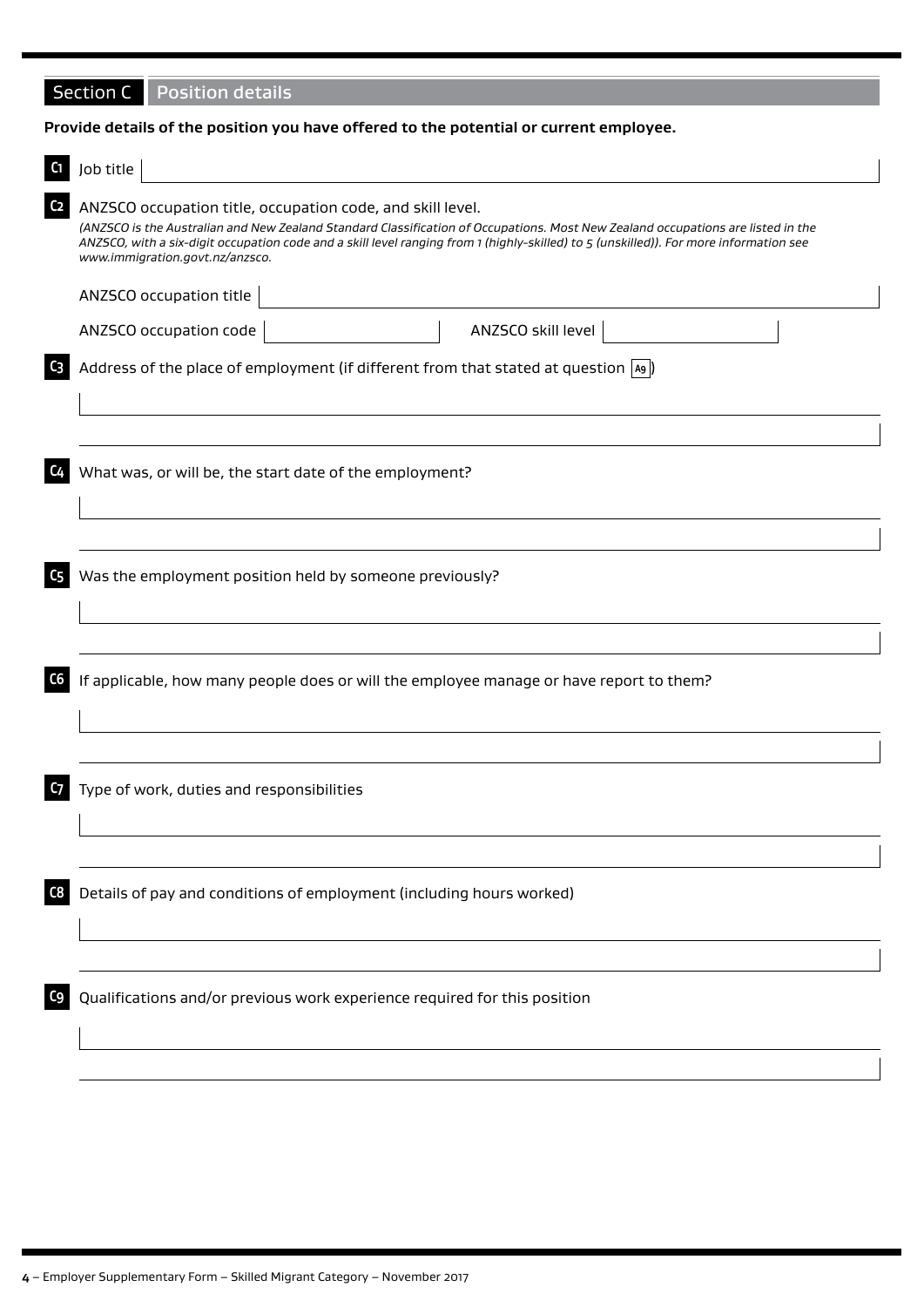## Section C Position details

**Provide details of the position you have offered to the potential or current employee.**

**C1** Job title

**C2** ANZSCO occupation title, occupation code, and skill level.

*(ANZSCO is the Australian and New Zealand Standard Classification of Occupations. Most New Zealand occupations are listed in the ANZSCO, with a six-digit occupation code and a skill level ranging from 1 (highly-skilled) to 5 (unskilled)). For more information see www.immigration.govt.nz/anzsco.*

ANZSCO occupation title

ANZSCO occupation code

ANZSCO skill level

**C3** Address of the place of employment (if different from that stated at question A9)

**C4** What was, or will be, the start date of the employment?

**C5** Was the employment position held by someone previously?

**C6** If applicable, how many people does or will the employee manage or have report to them?

**C7** Type of work, duties and responsibilities

**C8** Details of pay and conditions of employment (including hours worked)

**C9** Qualifications and/or previous work experience required for this position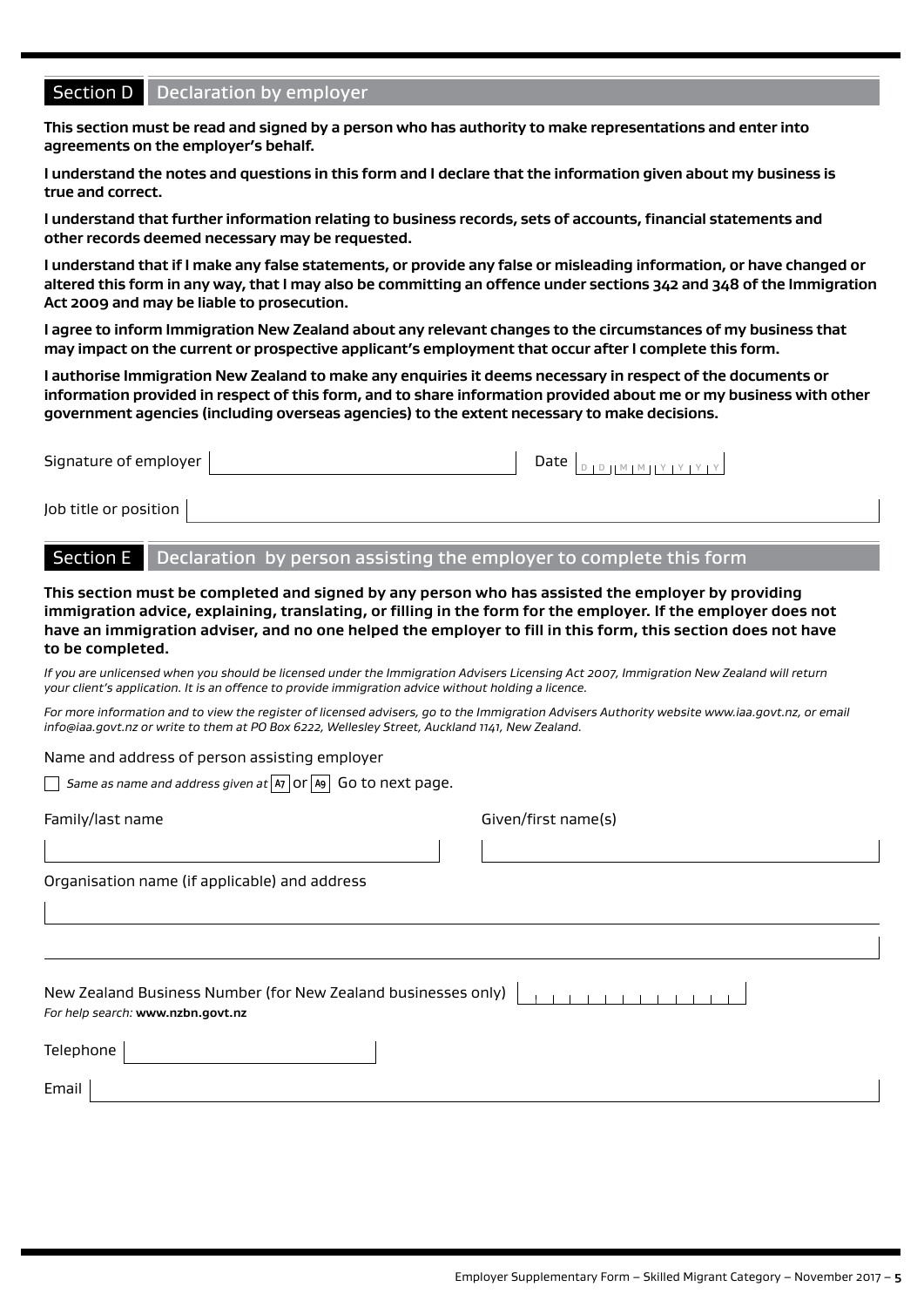## Section D Declaration by employer

**This section must be read and signed by a person who has authority to make representations and enter into agreements on the employer's behalf.**

**I understand the notes and questions in this form and I declare that the information given about my business is true and correct.**

**I understand that further information relating to business records, sets of accounts, financial statements and other records deemed necessary may be requested.**

**I understand that if I make any false statements, or provide any false or misleading information, or have changed or altered this form in any way, that I may also be committing an offence under sections 342 and 348 of the Immigration Act 2009 and may be liable to prosecution.**

**I agree to inform Immigration New Zealand about any relevant changes to the circumstances of my business that may impact on the current or prospective applicant's employment that occur after I complete this form.**

**I authorise Immigration New Zealand to make any enquiries it deems necessary in respect of the documents or information provided in respect of this form, and to share information provided about me or my business with other government agencies (including overseas agencies) to the extent necessary to make decisions.**

Signature of employer _______________ Date DD MM YYYY

Job title or position _______________

## Section E Declaration by person assisting the employer to complete this form

**This section must be completed and signed by any person who has assisted the employer by providing immigration advice, explaining, translating, or filling in the form for the employer. If the employer does not have an immigration adviser, and no one helped the employer to fill in this form, this section does not have to be completed.**

*If you are unlicensed when you should be licensed under the Immigration Advisers Licensing Act 2007, Immigration New Zealand will return your client's application. It is an offence to provide immigration advice without holding a licence.*

*For more information and to view the register of licensed advisers, go to the Immigration Advisers Authority website www.iaa.govt.nz, or email info@iaa.govt.nz or write to them at PO Box 6222, Wellesley Street, Auckland 1141, New Zealand.*

Name and address of person assisting employer

☐ *Same as name and address given at* A7 or A9 Go to next page.

Family/last name _______________ Given/first name(s) _______________

Organisation name (if applicable) and address

_______________

_______________

New Zealand Business Number (for New Zealand businesses only) _______________

*For help search:* **www.nzbn.govt.nz**

Telephone _______________

Email _______________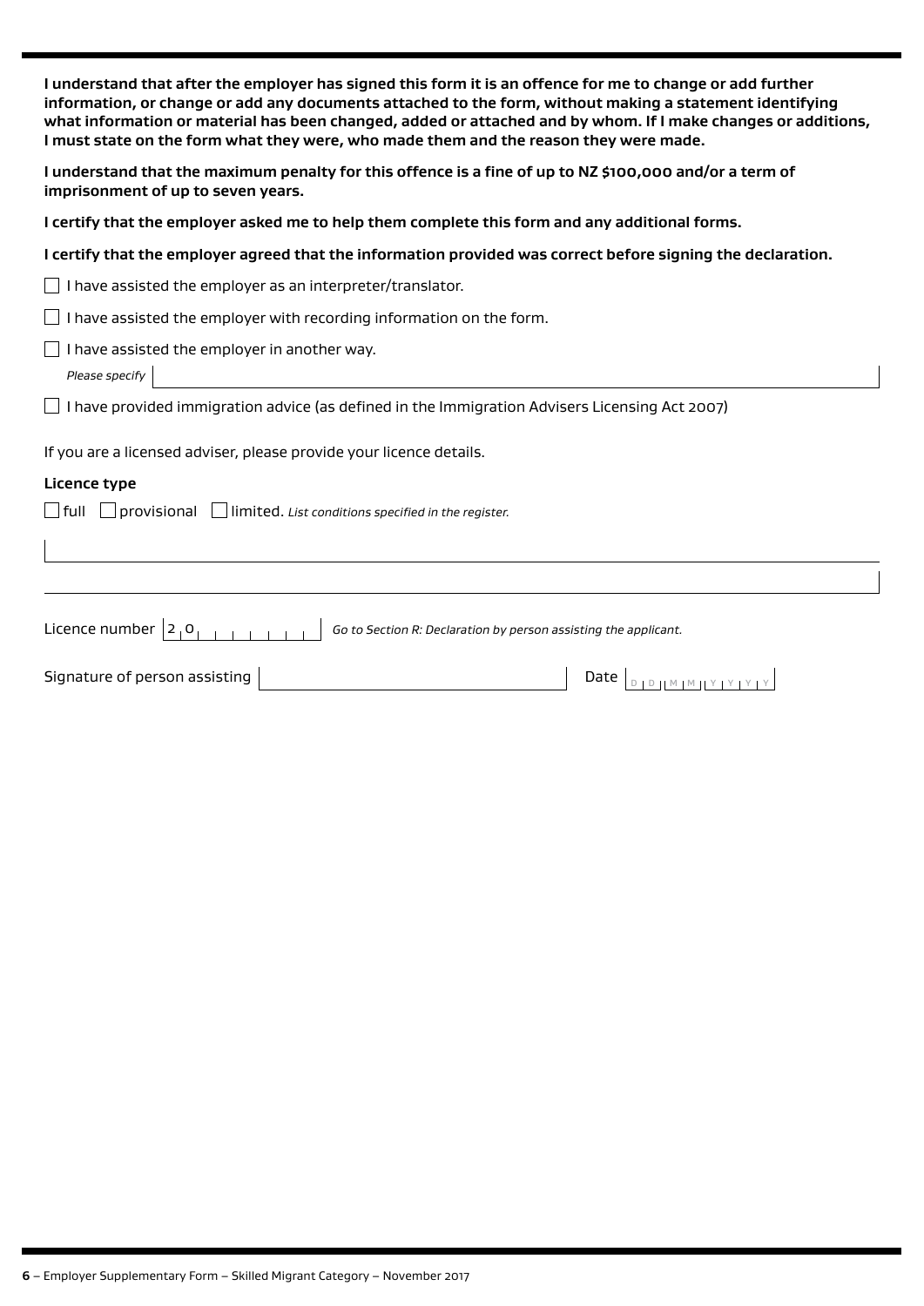**I understand that after the employer has signed this form it is an offence for me to change or add further information, or change or add any documents attached to the form, without making a statement identifying what information or material has been changed, added or attached and by whom. If I make changes or additions, I must state on the form what they were, who made them and the reason they were made.**

**I understand that the maximum penalty for this offence is a fine of up to NZ $100,000 and/or a term of imprisonment of up to seven years.**

**I certify that the employer asked me to help them complete this form and any additional forms.**

**I certify that the employer agreed that the information provided was correct before signing the declaration.**

☐ I have assisted the employer as an interpreter/translator.

☐ I have assisted the employer with recording information on the form.

☐ I have assisted the employer in another way.

*Please specify* ______________________

☐ I have provided immigration advice (as defined in the Immigration Advisers Licensing Act 2007)

If you are a licensed adviser, please provide your licence details.

**Licence type**

☐ full ☐ provisional ☐ limited. *List conditions specified in the register.*

______________________

______________________

Licence number 2 0 _ _ _ _ _ _ _ *Go to Section R: Declaration by person assisting the applicant.*

Signature of person assisting ______________________ Date D D M M Y Y Y Y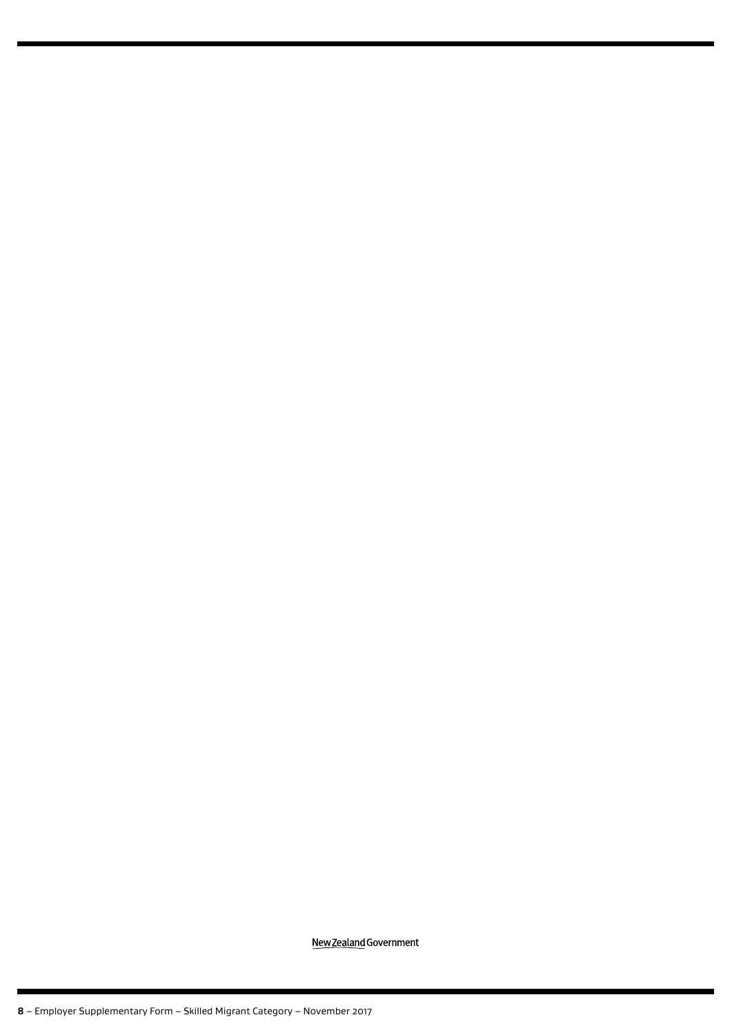New Zealand Government